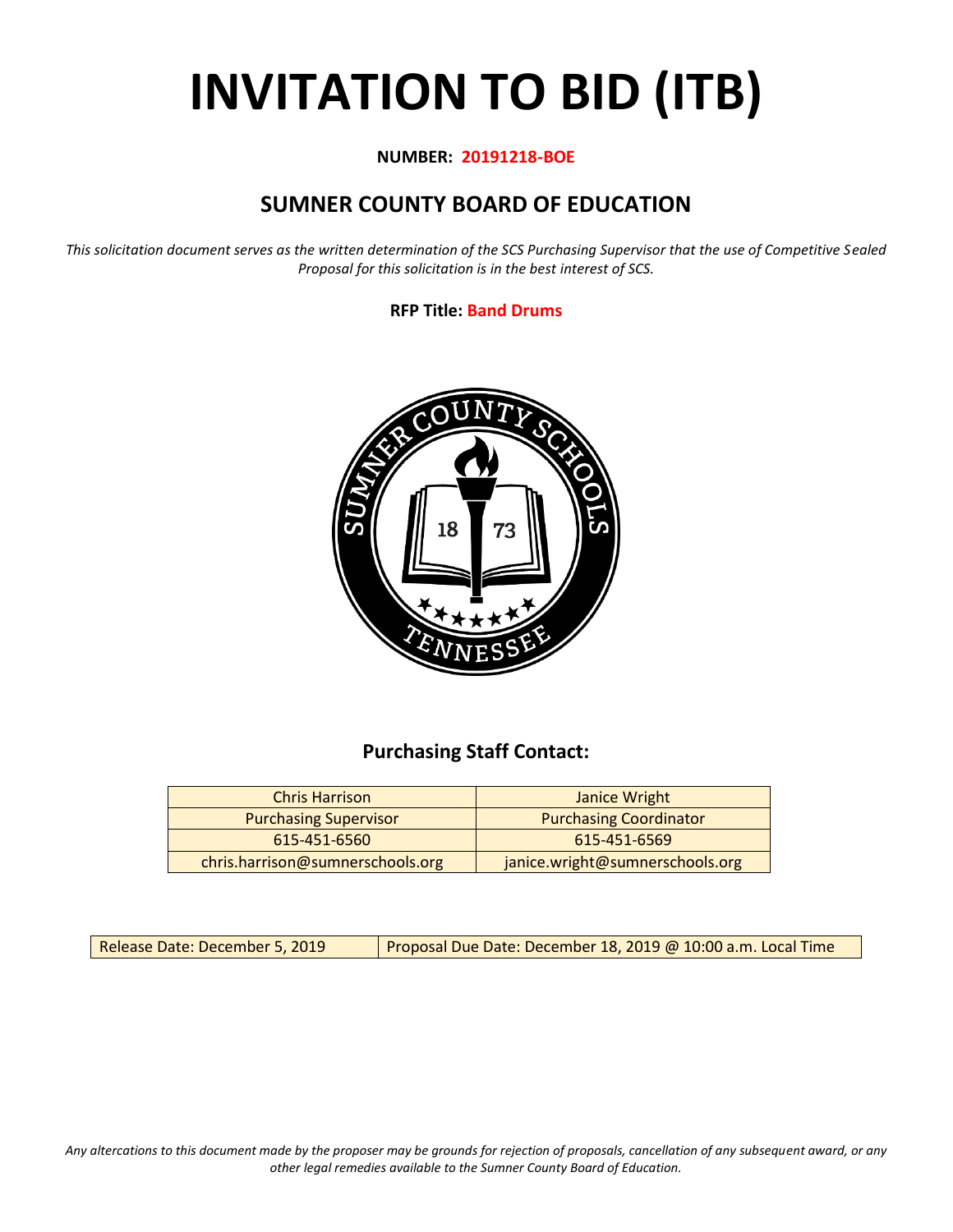# INVITATION TO BID (ITB)

**NUMBER: 20191218-BOE**

## SUMNER COUNTY BOARD OF EDUCATION

*This solicitation document serves as the written determination of the SCS Purchasing Supervisor that the use of Competitive Sealed Proposal for this solicitation is in the best interest of SCS.*

**RFP Title: Band Drums**

### Purchasing Staff Contact:

| Chris Harrison | Janice Wright |
|---|---|
| Purchasing Supervisor | Purchasing Coordinator |
| 615-451-6560 | 615-451-6569 |
| chris.harrison@sumnerschools.org | janice.wright@sumnerschools.org |

| Release Date: December 5, 2019 | Proposal Due Date: December 18, 2019 @ 10:00 a.m. Local Time |
|---|---|

*Any altercations to this document made by the proposer may be grounds for rejection of proposals, cancellation of any subsequent award, or any other legal remedies available to the Sumner County Board of Education.*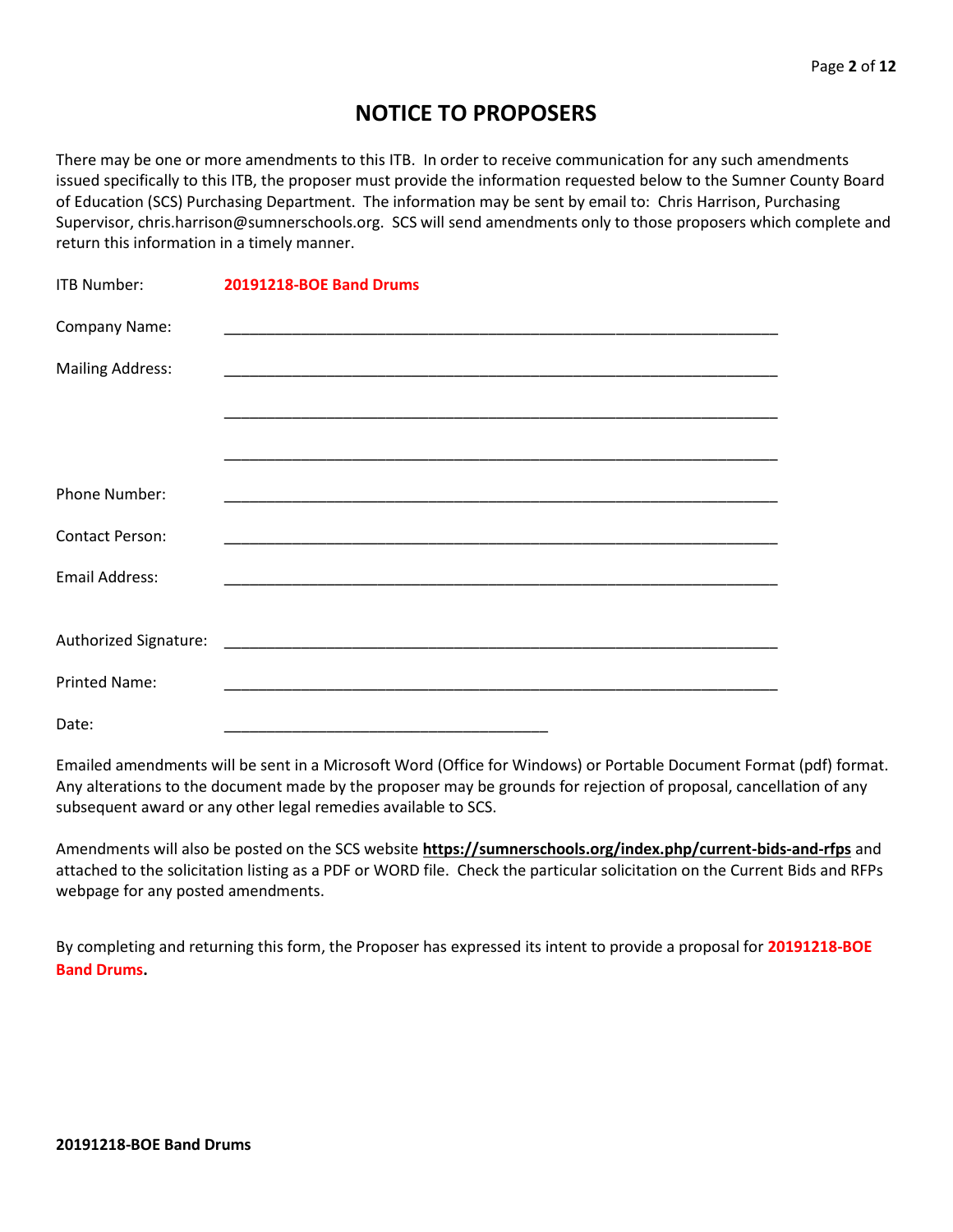# NOTICE TO PROPOSERS

There may be one or more amendments to this ITB. In order to receive communication for any such amendments issued specifically to this ITB, the proposer must provide the information requested below to the Sumner County Board of Education (SCS) Purchasing Department. The information may be sent by email to: Chris Harrison, Purchasing Supervisor, chris.harrison@sumnerschools.org. SCS will send amendments only to those proposers which complete and return this information in a timely manner.

ITB Number: **20191218-BOE Band Drums**

Company Name: ____________________________________________________________________

Mailing Address: ____________________________________________________________________

____________________________________________________________________

____________________________________________________________________

Phone Number: ____________________________________________________________________

Contact Person: ____________________________________________________________________

Email Address: ____________________________________________________________________

Authorized Signature: ____________________________________________________________________

Printed Name: ____________________________________________________________________

Date: ________________________________________

Emailed amendments will be sent in a Microsoft Word (Office for Windows) or Portable Document Format (pdf) format. Any alterations to the document made by the proposer may be grounds for rejection of proposal, cancellation of any subsequent award or any other legal remedies available to SCS.

Amendments will also be posted on the SCS website **https://sumnerschools.org/index.php/current-bids-and-rfps** and attached to the solicitation listing as a PDF or WORD file. Check the particular solicitation on the Current Bids and RFPs webpage for any posted amendments.

By completing and returning this form, the Proposer has expressed its intent to provide a proposal for **20191218-BOE Band Drums.**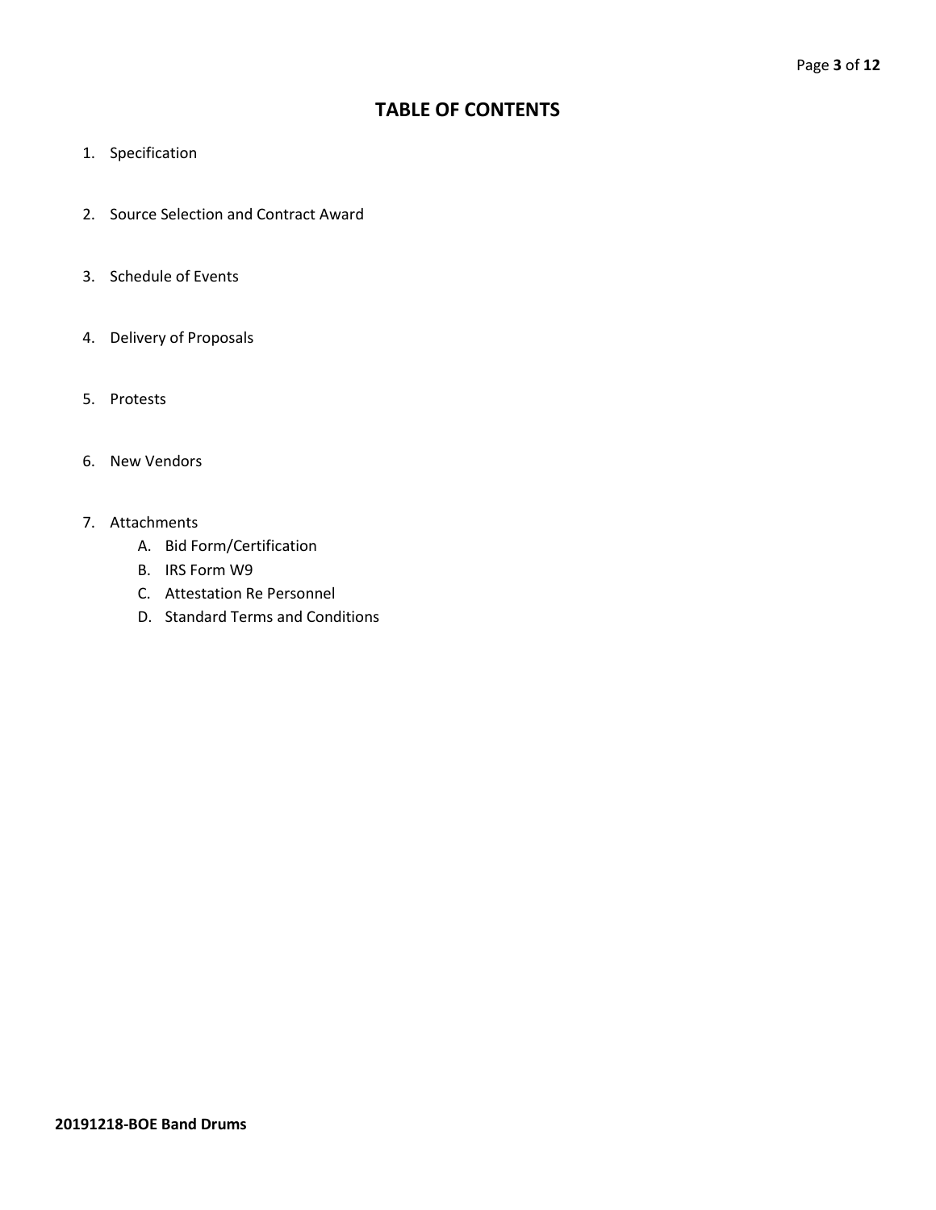# TABLE OF CONTENTS

1. Specification
2. Source Selection and Contract Award
3. Schedule of Events
4. Delivery of Proposals
5. Protests
6. New Vendors
7. Attachments
   A. Bid Form/Certification
   B. IRS Form W9
   C. Attestation Re Personnel
   D. Standard Terms and Conditions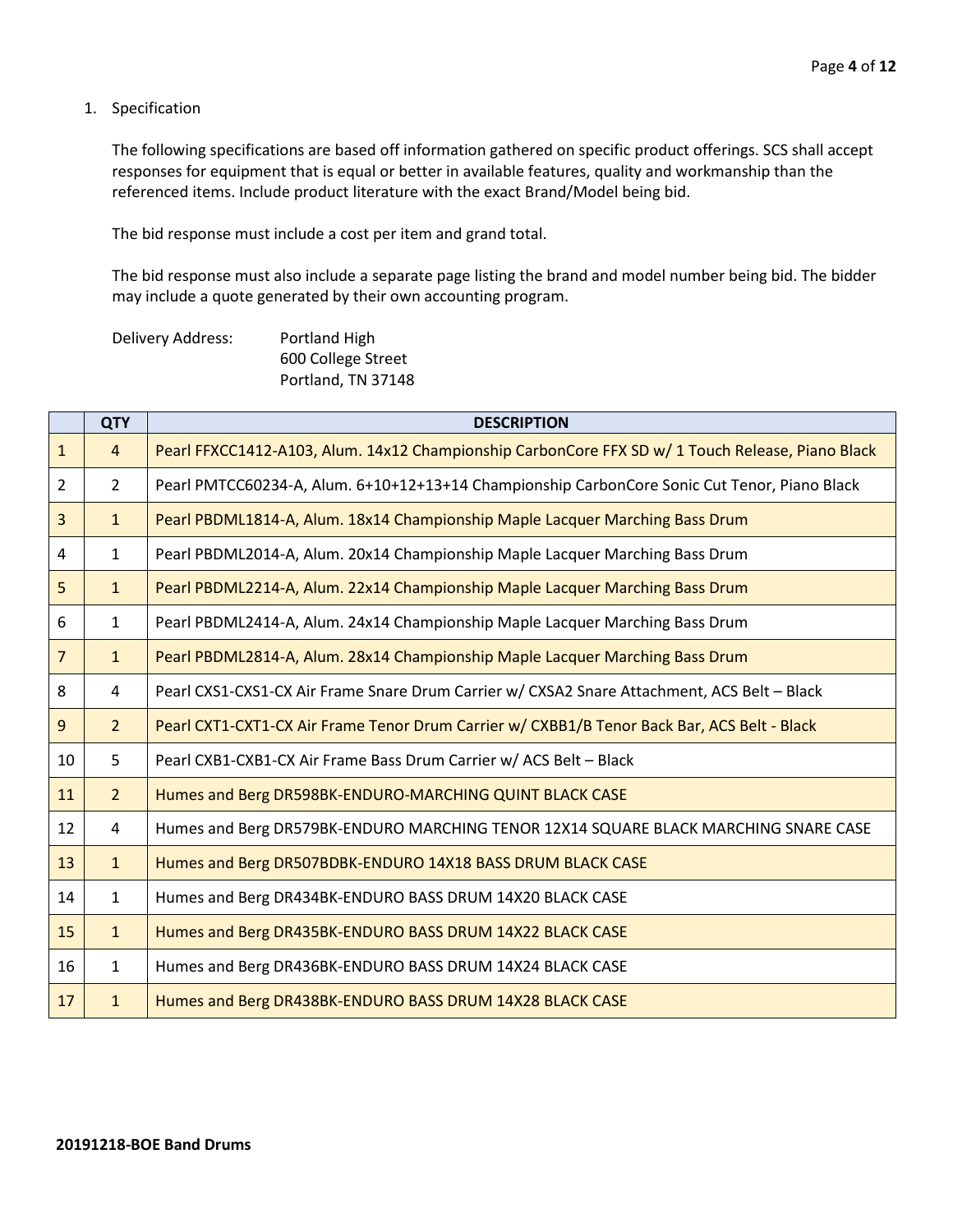1. Specification

   The following specifications are based off information gathered on specific product offerings. SCS shall accept responses for equipment that is equal or better in available features, quality and workmanship than the referenced items. Include product literature with the exact Brand/Model being bid.

   The bid response must include a cost per item and grand total.

   The bid response must also include a separate page listing the brand and model number being bid. The bidder may include a quote generated by their own accounting program.

   Delivery Address: Portland High
   600 College Street
   Portland, TN 37148

| | QTY | DESCRIPTION |
|---|---|---|
| 1 | 4 | Pearl FFXCC1412-A103, Alum. 14x12 Championship CarbonCore FFX SD w/ 1 Touch Release, Piano Black |
| 2 | 2 | Pearl PMTCC60234-A, Alum. 6+10+12+13+14 Championship CarbonCore Sonic Cut Tenor, Piano Black |
| 3 | 1 | Pearl PBDML1814-A, Alum. 18x14 Championship Maple Lacquer Marching Bass Drum |
| 4 | 1 | Pearl PBDML2014-A, Alum. 20x14 Championship Maple Lacquer Marching Bass Drum |
| 5 | 1 | Pearl PBDML2214-A, Alum. 22x14 Championship Maple Lacquer Marching Bass Drum |
| 6 | 1 | Pearl PBDML2414-A, Alum. 24x14 Championship Maple Lacquer Marching Bass Drum |
| 7 | 1 | Pearl PBDML2814-A, Alum. 28x14 Championship Maple Lacquer Marching Bass Drum |
| 8 | 4 | Pearl CXS1-CXS1-CX Air Frame Snare Drum Carrier w/ CXSA2 Snare Attachment, ACS Belt – Black |
| 9 | 2 | Pearl CXT1-CXT1-CX Air Frame Tenor Drum Carrier w/ CXBB1/B Tenor Back Bar, ACS Belt - Black |
| 10 | 5 | Pearl CXB1-CXB1-CX Air Frame Bass Drum Carrier w/ ACS Belt – Black |
| 11 | 2 | Humes and Berg DR598BK-ENDURO-MARCHING QUINT BLACK CASE |
| 12 | 4 | Humes and Berg DR579BK-ENDURO MARCHING TENOR 12X14 SQUARE BLACK MARCHING SNARE CASE |
| 13 | 1 | Humes and Berg DR507BDBK-ENDURO 14X18 BASS DRUM BLACK CASE |
| 14 | 1 | Humes and Berg DR434BK-ENDURO BASS DRUM 14X20 BLACK CASE |
| 15 | 1 | Humes and Berg DR435BK-ENDURO BASS DRUM 14X22 BLACK CASE |
| 16 | 1 | Humes and Berg DR436BK-ENDURO BASS DRUM 14X24 BLACK CASE |
| 17 | 1 | Humes and Berg DR438BK-ENDURO BASS DRUM 14X28 BLACK CASE |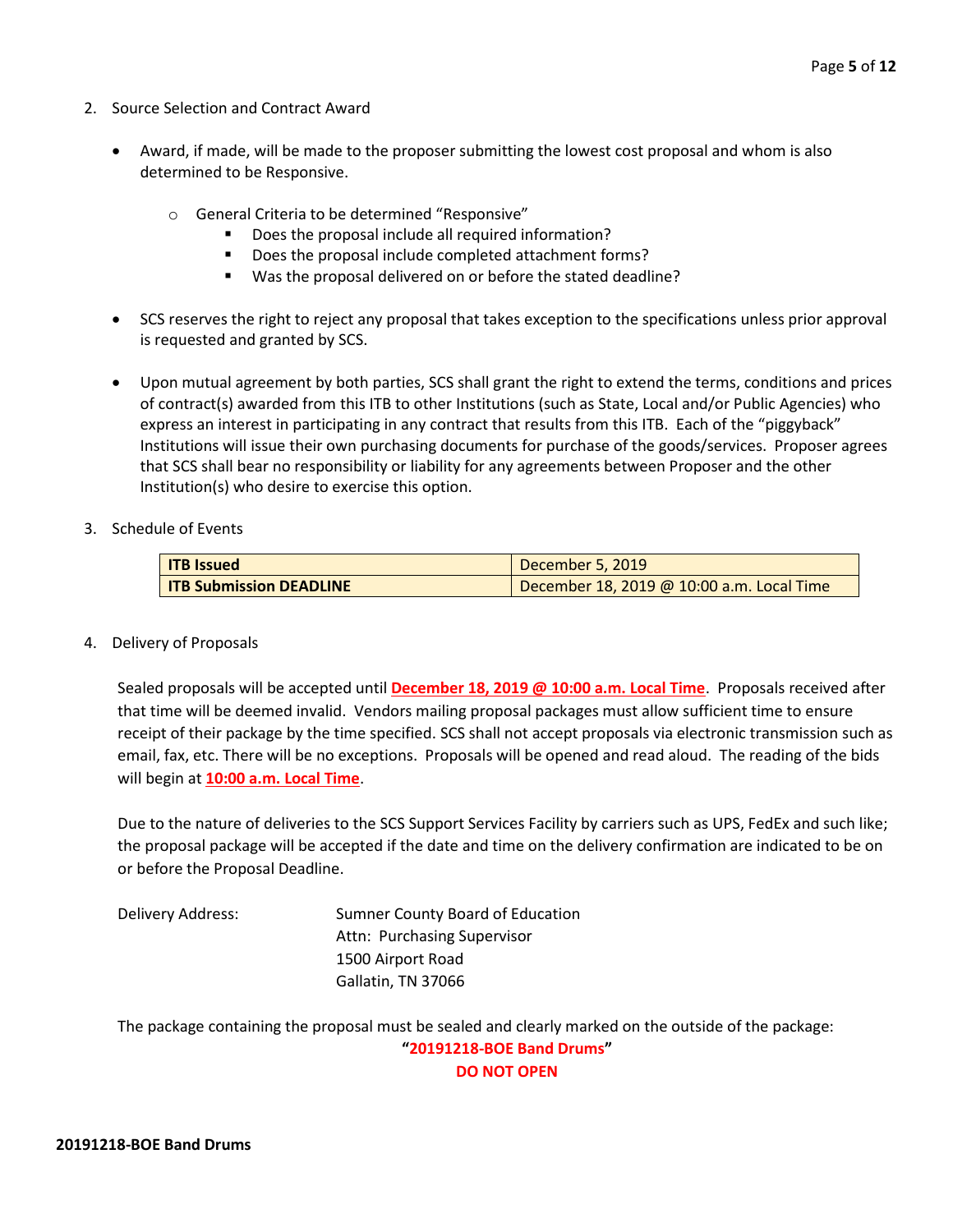2. Source Selection and Contract Award

- Award, if made, will be made to the proposer submitting the lowest cost proposal and whom is also determined to be Responsive.
  - General Criteria to be determined "Responsive"
    - Does the proposal include all required information?
    - Does the proposal include completed attachment forms?
    - Was the proposal delivered on or before the stated deadline?
- SCS reserves the right to reject any proposal that takes exception to the specifications unless prior approval is requested and granted by SCS.
- Upon mutual agreement by both parties, SCS shall grant the right to extend the terms, conditions and prices of contract(s) awarded from this ITB to other Institutions (such as State, Local and/or Public Agencies) who express an interest in participating in any contract that results from this ITB. Each of the "piggyback" Institutions will issue their own purchasing documents for purchase of the goods/services. Proposer agrees that SCS shall bear no responsibility or liability for any agreements between Proposer and the other Institution(s) who desire to exercise this option.

3. Schedule of Events

| | |
|---|---|
| **ITB Issued** | December 5, 2019 |
| **ITB Submission DEADLINE** | December 18, 2019 @ 10:00 a.m. Local Time |

4. Delivery of Proposals

Sealed proposals will be accepted until **December 18, 2019 @ 10:00 a.m. Local Time**. Proposals received after that time will be deemed invalid. Vendors mailing proposal packages must allow sufficient time to ensure receipt of their package by the time specified. SCS shall not accept proposals via electronic transmission such as email, fax, etc. There will be no exceptions. Proposals will be opened and read aloud. The reading of the bids will begin at **10:00 a.m. Local Time**.

Due to the nature of deliveries to the SCS Support Services Facility by carriers such as UPS, FedEx and such like; the proposal package will be accepted if the date and time on the delivery confirmation are indicated to be on or before the Proposal Deadline.

Delivery Address: Sumner County Board of Education
Attn: Purchasing Supervisor
1500 Airport Road
Gallatin, TN 37066

The package containing the proposal must be sealed and clearly marked on the outside of the package:

**"20191218-BOE Band Drums"**

**DO NOT OPEN**

**20191218-BOE Band Drums**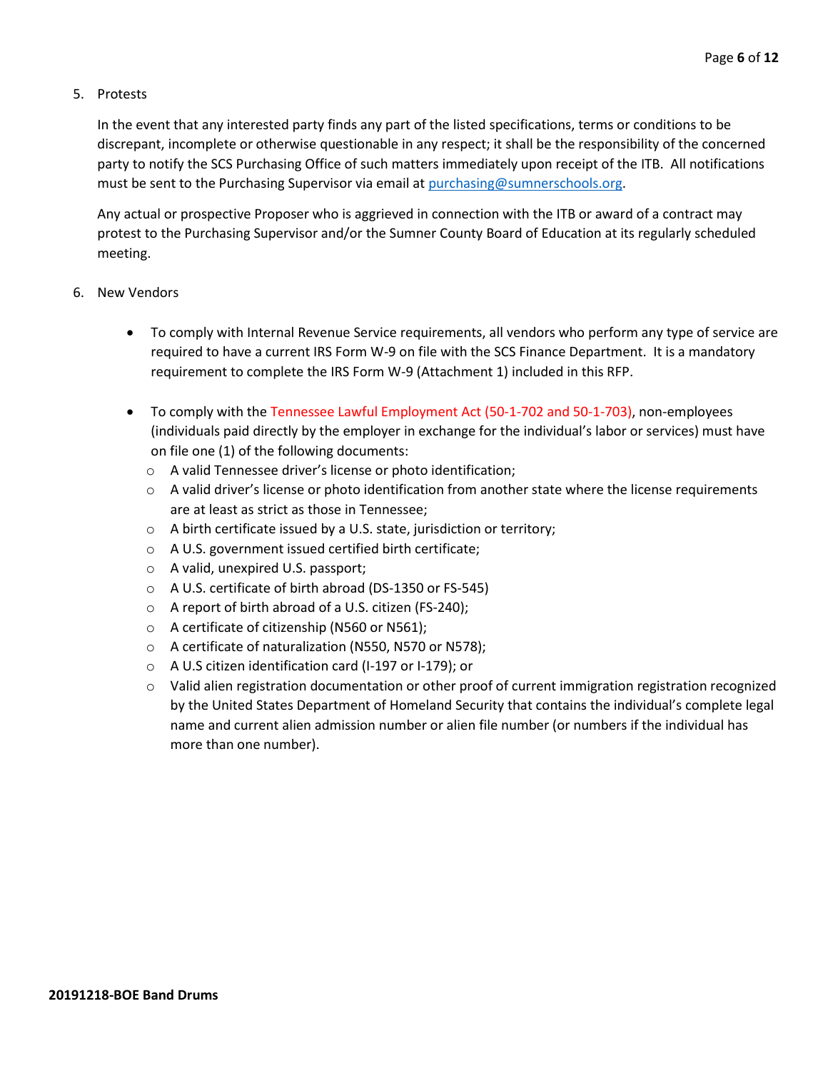5. Protests

   In the event that any interested party finds any part of the listed specifications, terms or conditions to be discrepant, incomplete or otherwise questionable in any respect; it shall be the responsibility of the concerned party to notify the SCS Purchasing Office of such matters immediately upon receipt of the ITB. All notifications must be sent to the Purchasing Supervisor via email at purchasing@sumnerschools.org.

   Any actual or prospective Proposer who is aggrieved in connection with the ITB or award of a contract may protest to the Purchasing Supervisor and/or the Sumner County Board of Education at its regularly scheduled meeting.

6. New Vendors

   - To comply with Internal Revenue Service requirements, all vendors who perform any type of service are required to have a current IRS Form W-9 on file with the SCS Finance Department. It is a mandatory requirement to complete the IRS Form W-9 (Attachment 1) included in this RFP.

   - To comply with the Tennessee Lawful Employment Act (50-1-702 and 50-1-703), non-employees (individuals paid directly by the employer in exchange for the individual's labor or services) must have on file one (1) of the following documents:
     - A valid Tennessee driver's license or photo identification;
     - A valid driver's license or photo identification from another state where the license requirements are at least as strict as those in Tennessee;
     - A birth certificate issued by a U.S. state, jurisdiction or territory;
     - A U.S. government issued certified birth certificate;
     - A valid, unexpired U.S. passport;
     - A U.S. certificate of birth abroad (DS-1350 or FS-545)
     - A report of birth abroad of a U.S. citizen (FS-240);
     - A certificate of citizenship (N560 or N561);
     - A certificate of naturalization (N550, N570 or N578);
     - A U.S citizen identification card (I-197 or I-179); or
     - Valid alien registration documentation or other proof of current immigration registration recognized by the United States Department of Homeland Security that contains the individual's complete legal name and current alien admission number or alien file number (or numbers if the individual has more than one number).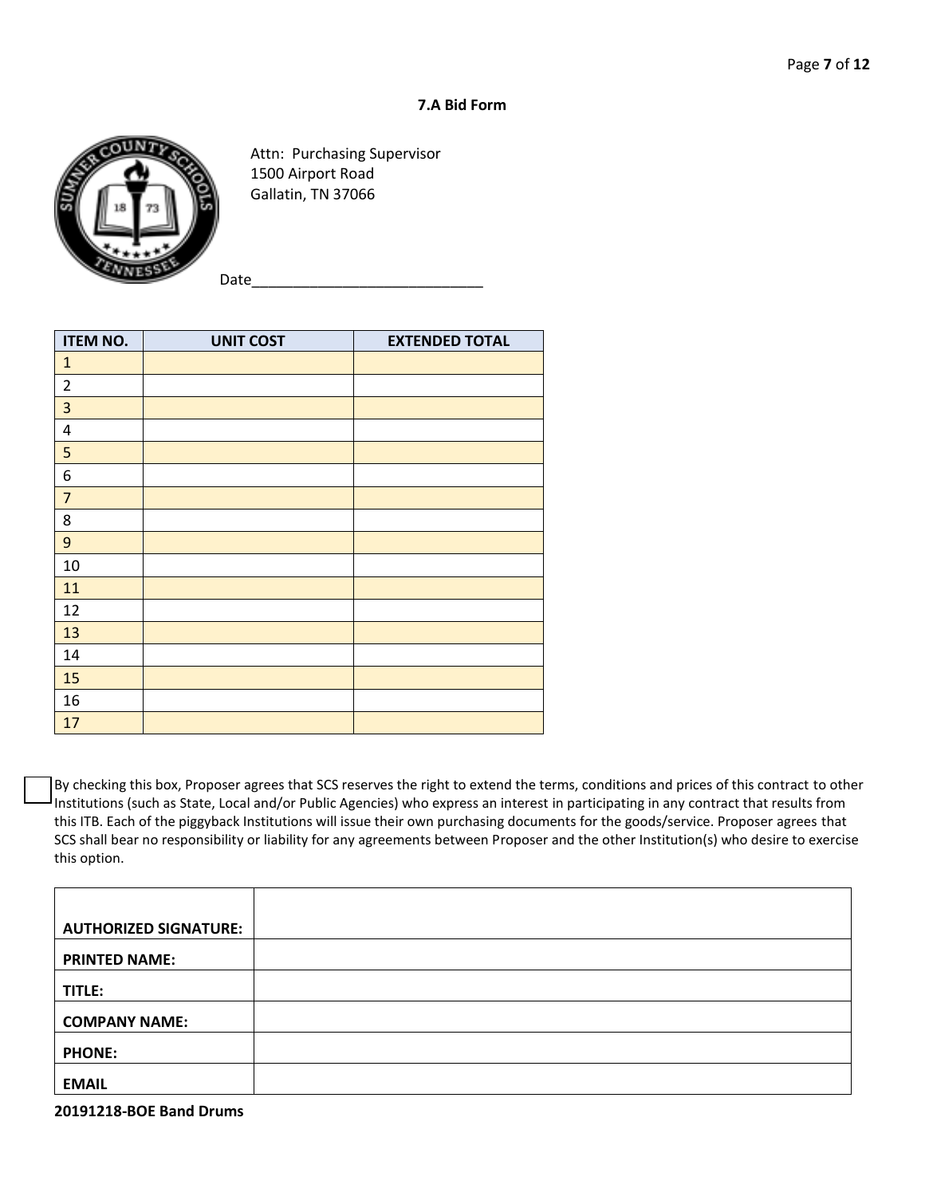### 7.A Bid Form

Attn: Purchasing Supervisor
1500 Airport Road
Gallatin, TN 37066

Date____________________________

| ITEM NO. | UNIT COST | EXTENDED TOTAL |
|---|---|---|
| 1 | | |
| 2 | | |
| 3 | | |
| 4 | | |
| 5 | | |
| 6 | | |
| 7 | | |
| 8 | | |
| 9 | | |
| 10 | | |
| 11 | | |
| 12 | | |
| 13 | | |
| 14 | | |
| 15 | | |
| 16 | | |
| 17 | | |

☐ By checking this box, Proposer agrees that SCS reserves the right to extend the terms, conditions and prices of this contract to other Institutions (such as State, Local and/or Public Agencies) who express an interest in participating in any contract that results from this ITB. Each of the piggyback Institutions will issue their own purchasing documents for the goods/service. Proposer agrees that SCS shall bear no responsibility or liability for any agreements between Proposer and the other Institution(s) who desire to exercise this option.

| | |
|---|---|
| **AUTHORIZED SIGNATURE:** | |
| **PRINTED NAME:** | |
| **TITLE:** | |
| **COMPANY NAME:** | |
| **PHONE:** | |
| **EMAIL** | |

**20191218-BOE Band Drums**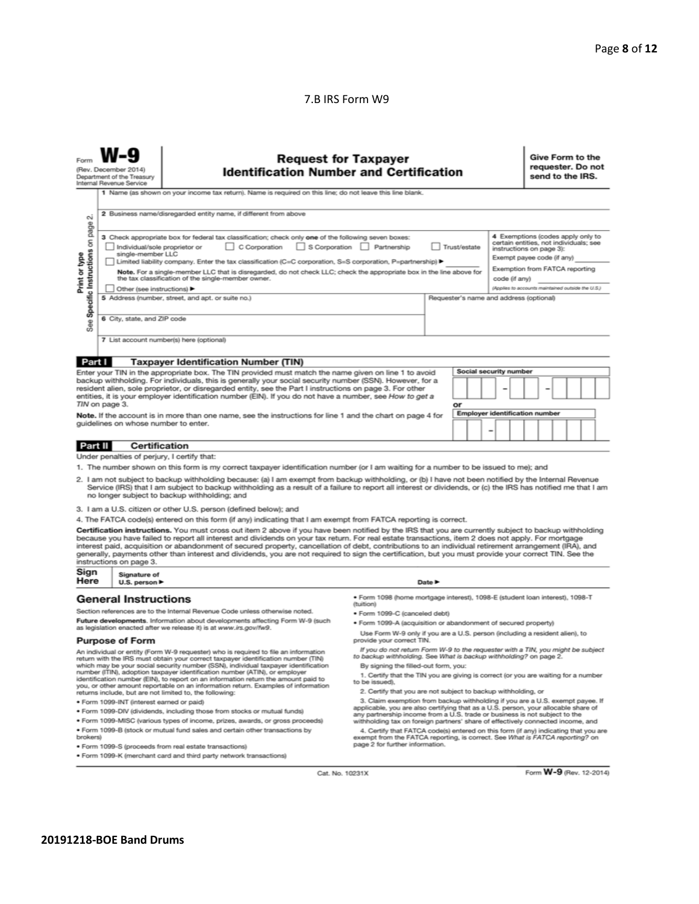7.B IRS Form W9

Form **W-9**
(Rev. December 2014)
Department of the Treasury
Internal Revenue Service

# Request for Taxpayer Identification Number and Certification

**Give Form to the requester. Do not send to the IRS.**

Print or type
See **Specific Instructions** on page 2.

1 Name (as shown on your income tax return). Name is required on this line; do not leave this line blank.

2 Business name/disregarded entity name, if different from above

3 Check appropriate box for federal tax classification; check only **one** of the following seven boxes:
☐ Individual/sole proprietor or single-member LLC ☐ C Corporation ☐ S Corporation ☐ Partnership ☐ Trust/estate
☐ Limited liability company. Enter the tax classification (C=C corporation, S=S corporation, P=partnership) ►
**Note.** For a single-member LLC that is disregarded, do not check LLC; check the appropriate box in the line above for the tax classification of the single-member owner.
☐ Other (see instructions) ►

4 Exemptions (codes apply only to certain entities, not individuals; see instructions on page 3):
Exempt payee code (if any)
Exemption from FATCA reporting code (if any)
*(Applies to accounts maintained outside the U.S.)*

5 Address (number, street, and apt. or suite no.)

Requester's name and address (optional)

6 City, state, and ZIP code

7 List account number(s) here (optional)

## Part I Taxpayer Identification Number (TIN)

Enter your TIN in the appropriate box. The TIN provided must match the name given on line 1 to avoid backup withholding. For individuals, this is generally your social security number (SSN). However, for a resident alien, sole proprietor, or disregarded entity, see the Part I instructions on page 3. For other entities, it is your employer identification number (EIN). If you do not have a number, see *How to get a TIN* on page 3.

**Note.** If the account is in more than one name, see the instructions for line 1 and the chart on page 4 for guidelines on whose number to enter.

Social security number

or

Employer identification number

## Part II Certification

Under penalties of perjury, I certify that:

1. The number shown on this form is my correct taxpayer identification number (or I am waiting for a number to be issued to me); and
2. I am not subject to backup withholding because: (a) I am exempt from backup withholding, or (b) I have not been notified by the Internal Revenue Service (IRS) that I am subject to backup withholding as a result of a failure to report all interest or dividends, or (c) the IRS has notified me that I am no longer subject to backup withholding; and
3. I am a U.S. citizen or other U.S. person (defined below); and
4. The FATCA code(s) entered on this form (if any) indicating that I am exempt from FATCA reporting is correct.

**Certification instructions.** You must cross out item 2 above if you have been notified by the IRS that you are currently subject to backup withholding because you have failed to report all interest and dividends on your tax return. For real estate transactions, item 2 does not apply. For mortgage interest paid, acquisition or abandonment of secured property, cancellation of debt, contributions to an individual retirement arrangement (IRA), and generally, payments other than interest and dividends, you are not required to sign the certification, but you must provide your correct TIN. See the instructions on page 3.

**Sign Here** Signature of U.S. person ► Date ►

## General Instructions

Section references are to the Internal Revenue Code unless otherwise noted.

**Future developments.** Information about developments affecting Form W-9 (such as legislation enacted after we release it) is at *www.irs.gov/fw9*.

### Purpose of Form

An individual or entity (Form W-9 requester) who is required to file an information return with the IRS must obtain your correct taxpayer identification number (TIN) which may be your social security number (SSN), individual taxpayer identification number (ITIN), adoption taxpayer identification number (ATIN), or employer identification number (EIN), to report on an information return the amount paid to you, or other amount reportable on an information return. Examples of information returns include, but are not limited to, the following:

- Form 1099-INT (interest earned or paid)
- Form 1099-DIV (dividends, including those from stocks or mutual funds)
- Form 1099-MISC (various types of income, prizes, awards, or gross proceeds)
- Form 1099-B (stock or mutual fund sales and certain other transactions by brokers)
- Form 1099-S (proceeds from real estate transactions)
- Form 1099-K (merchant card and third party network transactions)
- Form 1098 (home mortgage interest), 1098-E (student loan interest), 1098-T (tuition)
- Form 1099-C (canceled debt)
- Form 1099-A (acquisition or abandonment of secured property)

Use Form W-9 only if you are a U.S. person (including a resident alien), to provide your correct TIN.

*If you do not return Form W-9 to the requester with a TIN, you might be subject to backup withholding. See What is backup withholding? on page 2.*

By signing the filled-out form, you:

1. Certify that the TIN you are giving is correct (or you are waiting for a number to be issued),
2. Certify that you are not subject to backup withholding, or
3. Claim exemption from backup withholding if you are a U.S. exempt payee. If applicable, you are also certifying that as a U.S. person, your allocable share of any partnership income from a U.S. trade or business is not subject to the withholding tax on foreign partners' share of effectively connected income, and
4. Certify that FATCA code(s) entered on this form (if any) indicating that you are exempt from the FATCA reporting, is correct. See *What is FATCA reporting?* on page 2 for further information.

Cat. No. 10231X Form **W-9** (Rev. 12-2014)

**20191218-BOE Band Drums**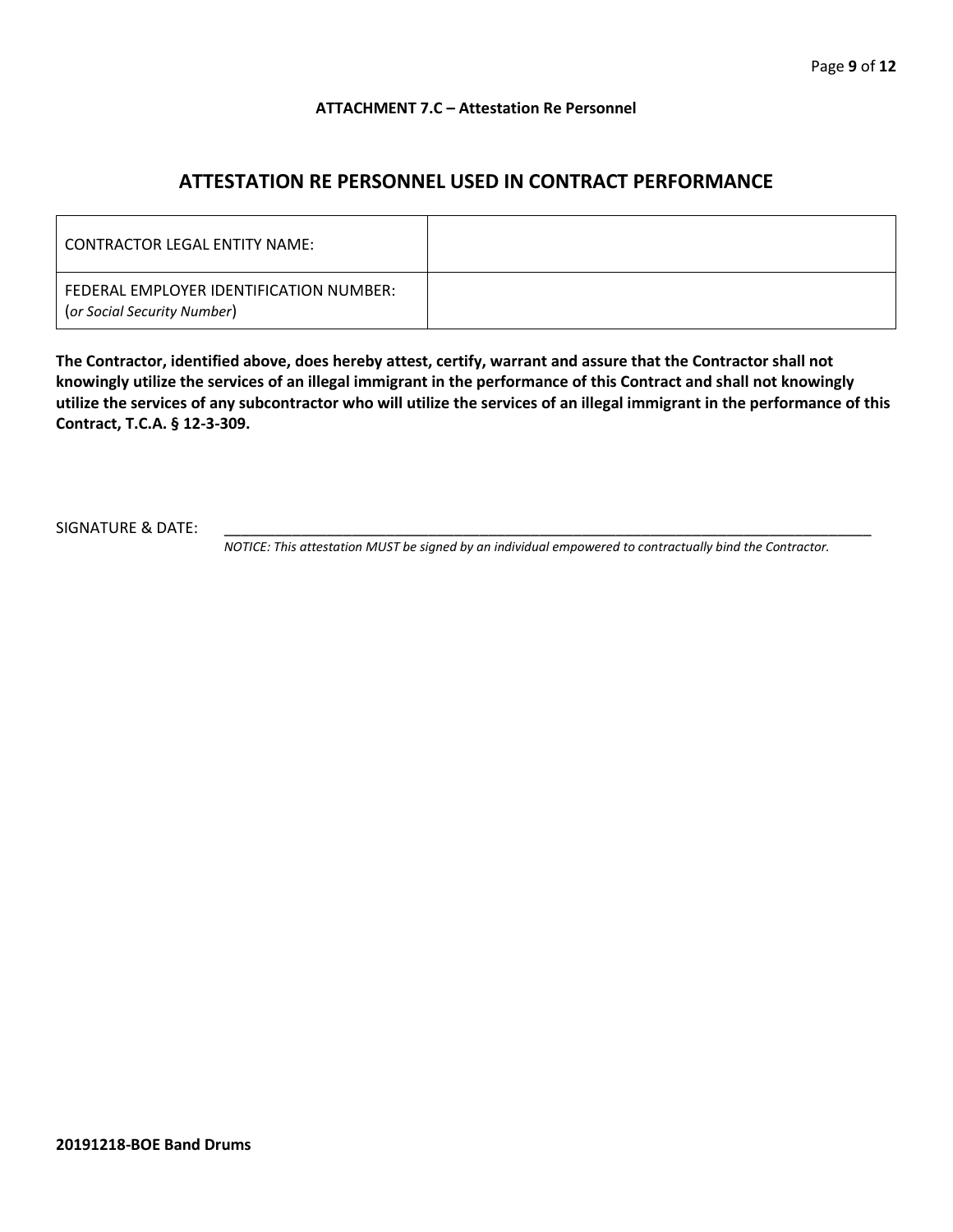**ATTACHMENT 7.C – Attestation Re Personnel**

## ATTESTATION RE PERSONNEL USED IN CONTRACT PERFORMANCE

| CONTRACTOR LEGAL ENTITY NAME: | |
|---|---|
| FEDERAL EMPLOYER IDENTIFICATION NUMBER: (*or Social Security Number*) | |

**The Contractor, identified above, does hereby attest, certify, warrant and assure that the Contractor shall not knowingly utilize the services of an illegal immigrant in the performance of this Contract and shall not knowingly utilize the services of any subcontractor who will utilize the services of an illegal immigrant in the performance of this Contract, T.C.A. § 12-3-309.**

SIGNATURE & DATE: ____________________________________________________________________________

*NOTICE: This attestation MUST be signed by an individual empowered to contractually bind the Contractor.*

**20191218-BOE Band Drums**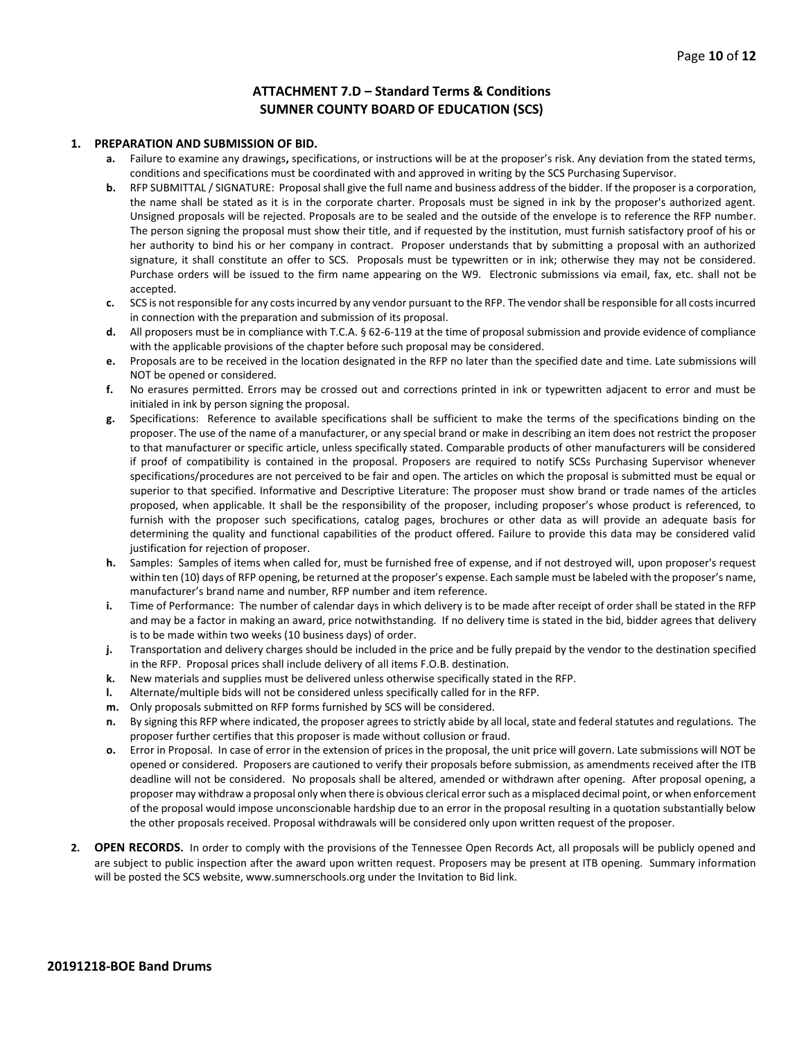# ATTACHMENT 7.D – Standard Terms & Conditions
## SUMNER COUNTY BOARD OF EDUCATION (SCS)

1. **PREPARATION AND SUBMISSION OF BID.**
   - **a.** Failure to examine any drawings**,** specifications, or instructions will be at the proposer's risk. Any deviation from the stated terms, conditions and specifications must be coordinated with and approved in writing by the SCS Purchasing Supervisor.
   - **b.** RFP SUBMITTAL / SIGNATURE: Proposal shall give the full name and business address of the bidder. If the proposer is a corporation, the name shall be stated as it is in the corporate charter. Proposals must be signed in ink by the proposer's authorized agent. Unsigned proposals will be rejected. Proposals are to be sealed and the outside of the envelope is to reference the RFP number. The person signing the proposal must show their title, and if requested by the institution, must furnish satisfactory proof of his or her authority to bind his or her company in contract. Proposer understands that by submitting a proposal with an authorized signature, it shall constitute an offer to SCS. Proposals must be typewritten or in ink; otherwise they may not be considered. Purchase orders will be issued to the firm name appearing on the W9. Electronic submissions via email, fax, etc. shall not be accepted.
   - **c.** SCS is not responsible for any costs incurred by any vendor pursuant to the RFP. The vendor shall be responsible for all costs incurred in connection with the preparation and submission of its proposal.
   - **d.** All proposers must be in compliance with T.C.A. § 62-6-119 at the time of proposal submission and provide evidence of compliance with the applicable provisions of the chapter before such proposal may be considered.
   - **e.** Proposals are to be received in the location designated in the RFP no later than the specified date and time. Late submissions will NOT be opened or considered.
   - **f.** No erasures permitted. Errors may be crossed out and corrections printed in ink or typewritten adjacent to error and must be initialed in ink by person signing the proposal.
   - **g.** Specifications: Reference to available specifications shall be sufficient to make the terms of the specifications binding on the proposer. The use of the name of a manufacturer, or any special brand or make in describing an item does not restrict the proposer to that manufacturer or specific article, unless specifically stated. Comparable products of other manufacturers will be considered if proof of compatibility is contained in the proposal. Proposers are required to notify SCSs Purchasing Supervisor whenever specifications/procedures are not perceived to be fair and open. The articles on which the proposal is submitted must be equal or superior to that specified. Informative and Descriptive Literature: The proposer must show brand or trade names of the articles proposed, when applicable. It shall be the responsibility of the proposer, including proposer's whose product is referenced, to furnish with the proposer such specifications, catalog pages, brochures or other data as will provide an adequate basis for determining the quality and functional capabilities of the product offered. Failure to provide this data may be considered valid justification for rejection of proposer.
   - **h.** Samples: Samples of items when called for, must be furnished free of expense, and if not destroyed will, upon proposer's request within ten (10) days of RFP opening, be returned at the proposer's expense. Each sample must be labeled with the proposer's name, manufacturer's brand name and number, RFP number and item reference.
   - **i.** Time of Performance: The number of calendar days in which delivery is to be made after receipt of order shall be stated in the RFP and may be a factor in making an award, price notwithstanding. If no delivery time is stated in the bid, bidder agrees that delivery is to be made within two weeks (10 business days) of order.
   - **j.** Transportation and delivery charges should be included in the price and be fully prepaid by the vendor to the destination specified in the RFP. Proposal prices shall include delivery of all items F.O.B. destination.
   - **k.** New materials and supplies must be delivered unless otherwise specifically stated in the RFP.
   - **l.** Alternate/multiple bids will not be considered unless specifically called for in the RFP.
   - **m.** Only proposals submitted on RFP forms furnished by SCS will be considered.
   - **n.** By signing this RFP where indicated, the proposer agrees to strictly abide by all local, state and federal statutes and regulations. The proposer further certifies that this proposer is made without collusion or fraud.
   - **o.** Error in Proposal. In case of error in the extension of prices in the proposal, the unit price will govern. Late submissions will NOT be opened or considered. Proposers are cautioned to verify their proposals before submission, as amendments received after the ITB deadline will not be considered. No proposals shall be altered, amended or withdrawn after opening. After proposal opening, a proposer may withdraw a proposal only when there is obvious clerical error such as a misplaced decimal point, or when enforcement of the proposal would impose unconscionable hardship due to an error in the proposal resulting in a quotation substantially below the other proposals received. Proposal withdrawals will be considered only upon written request of the proposer.

2. **OPEN RECORDS.** In order to comply with the provisions of the Tennessee Open Records Act, all proposals will be publicly opened and are subject to public inspection after the award upon written request. Proposers may be present at ITB opening. Summary information will be posted the SCS website, www.sumnerschools.org under the Invitation to Bid link.

**20191218-BOE Band Drums**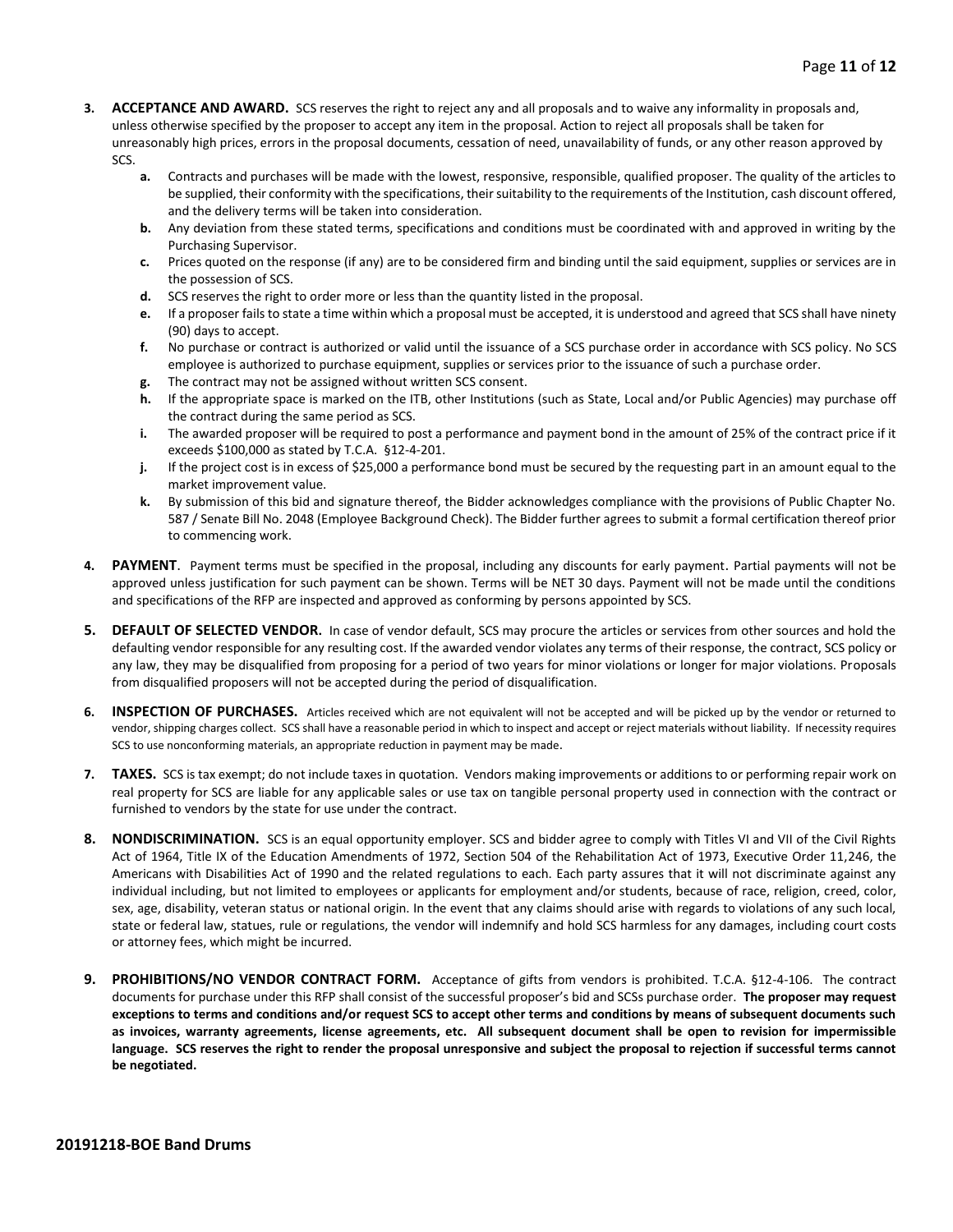3. **ACCEPTANCE AND AWARD.** SCS reserves the right to reject any and all proposals and to waive any informality in proposals and, unless otherwise specified by the proposer to accept any item in the proposal. Action to reject all proposals shall be taken for unreasonably high prices, errors in the proposal documents, cessation of need, unavailability of funds, or any other reason approved by SCS.
   - **a.** Contracts and purchases will be made with the lowest, responsive, responsible, qualified proposer. The quality of the articles to be supplied, their conformity with the specifications, their suitability to the requirements of the Institution, cash discount offered, and the delivery terms will be taken into consideration.
   - **b.** Any deviation from these stated terms, specifications and conditions must be coordinated with and approved in writing by the Purchasing Supervisor.
   - **c.** Prices quoted on the response (if any) are to be considered firm and binding until the said equipment, supplies or services are in the possession of SCS.
   - **d.** SCS reserves the right to order more or less than the quantity listed in the proposal.
   - **e.** If a proposer fails to state a time within which a proposal must be accepted, it is understood and agreed that SCS shall have ninety (90) days to accept.
   - **f.** No purchase or contract is authorized or valid until the issuance of a SCS purchase order in accordance with SCS policy. No SCS employee is authorized to purchase equipment, supplies or services prior to the issuance of such a purchase order.
   - **g.** The contract may not be assigned without written SCS consent.
   - **h.** If the appropriate space is marked on the ITB, other Institutions (such as State, Local and/or Public Agencies) may purchase off the contract during the same period as SCS.
   - **i.** The awarded proposer will be required to post a performance and payment bond in the amount of 25% of the contract price if it exceeds $100,000 as stated by T.C.A. §12-4-201.
   - **j.** If the project cost is in excess of $25,000 a performance bond must be secured by the requesting part in an amount equal to the market improvement value.
   - **k.** By submission of this bid and signature thereof, the Bidder acknowledges compliance with the provisions of Public Chapter No. 587 / Senate Bill No. 2048 (Employee Background Check). The Bidder further agrees to submit a formal certification thereof prior to commencing work.

4. **PAYMENT**. Payment terms must be specified in the proposal, including any discounts for early payment. Partial payments will not be approved unless justification for such payment can be shown. Terms will be NET 30 days. Payment will not be made until the conditions and specifications of the RFP are inspected and approved as conforming by persons appointed by SCS.

5. **DEFAULT OF SELECTED VENDOR.** In case of vendor default, SCS may procure the articles or services from other sources and hold the defaulting vendor responsible for any resulting cost. If the awarded vendor violates any terms of their response, the contract, SCS policy or any law, they may be disqualified from proposing for a period of two years for minor violations or longer for major violations. Proposals from disqualified proposers will not be accepted during the period of disqualification.

6. **INSPECTION OF PURCHASES.** Articles received which are not equivalent will not be accepted and will be picked up by the vendor or returned to vendor, shipping charges collect. SCS shall have a reasonable period in which to inspect and accept or reject materials without liability. If necessity requires SCS to use nonconforming materials, an appropriate reduction in payment may be made.

7. **TAXES.** SCS is tax exempt; do not include taxes in quotation. Vendors making improvements or additions to or performing repair work on real property for SCS are liable for any applicable sales or use tax on tangible personal property used in connection with the contract or furnished to vendors by the state for use under the contract.

8. **NONDISCRIMINATION.** SCS is an equal opportunity employer. SCS and bidder agree to comply with Titles VI and VII of the Civil Rights Act of 1964, Title IX of the Education Amendments of 1972, Section 504 of the Rehabilitation Act of 1973, Executive Order 11,246, the Americans with Disabilities Act of 1990 and the related regulations to each. Each party assures that it will not discriminate against any individual including, but not limited to employees or applicants for employment and/or students, because of race, religion, creed, color, sex, age, disability, veteran status or national origin. In the event that any claims should arise with regards to violations of any such local, state or federal law, statues, rule or regulations, the vendor will indemnify and hold SCS harmless for any damages, including court costs or attorney fees, which might be incurred.

9. **PROHIBITIONS/NO VENDOR CONTRACT FORM.** Acceptance of gifts from vendors is prohibited. T.C.A. §12-4-106. The contract documents for purchase under this RFP shall consist of the successful proposer's bid and SCSs purchase order. **The proposer may request exceptions to terms and conditions and/or request SCS to accept other terms and conditions by means of subsequent documents such as invoices, warranty agreements, license agreements, etc. All subsequent document shall be open to revision for impermissible language. SCS reserves the right to render the proposal unresponsive and subject the proposal to rejection if successful terms cannot be negotiated.**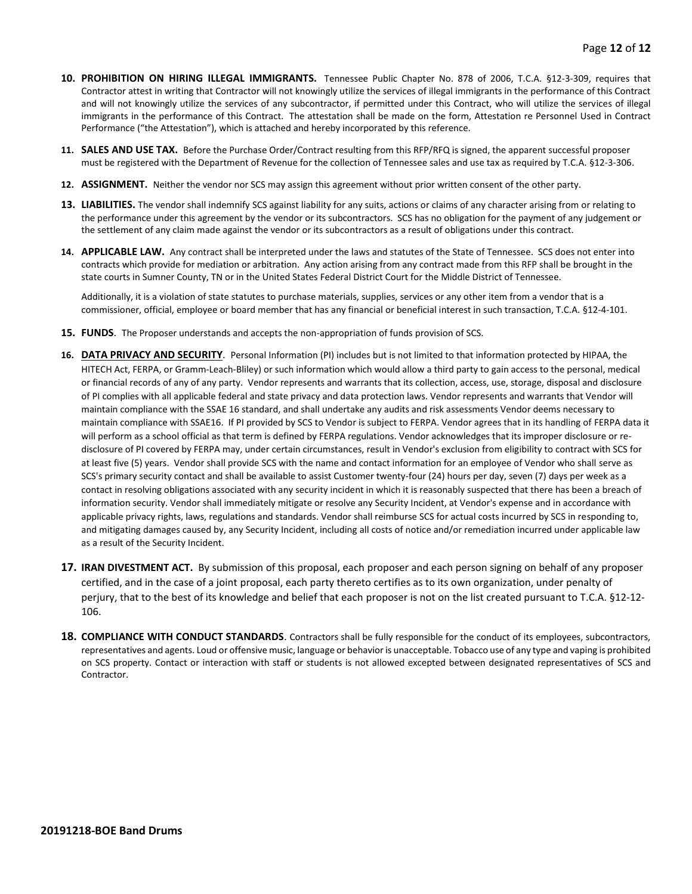10. **PROHIBITION ON HIRING ILLEGAL IMMIGRANTS.** Tennessee Public Chapter No. 878 of 2006, T.C.A. §12-3-309, requires that Contractor attest in writing that Contractor will not knowingly utilize the services of illegal immigrants in the performance of this Contract and will not knowingly utilize the services of any subcontractor, if permitted under this Contract, who will utilize the services of illegal immigrants in the performance of this Contract. The attestation shall be made on the form, Attestation re Personnel Used in Contract Performance ("the Attestation"), which is attached and hereby incorporated by this reference.

11. **SALES AND USE TAX.** Before the Purchase Order/Contract resulting from this RFP/RFQ is signed, the apparent successful proposer must be registered with the Department of Revenue for the collection of Tennessee sales and use tax as required by T.C.A. §12-3-306.

12. **ASSIGNMENT.** Neither the vendor nor SCS may assign this agreement without prior written consent of the other party.

13. **LIABILITIES.** The vendor shall indemnify SCS against liability for any suits, actions or claims of any character arising from or relating to the performance under this agreement by the vendor or its subcontractors. SCS has no obligation for the payment of any judgement or the settlement of any claim made against the vendor or its subcontractors as a result of obligations under this contract.

14. **APPLICABLE LAW.** Any contract shall be interpreted under the laws and statutes of the State of Tennessee. SCS does not enter into contracts which provide for mediation or arbitration. Any action arising from any contract made from this RFP shall be brought in the state courts in Sumner County, TN or in the United States Federal District Court for the Middle District of Tennessee.

    Additionally, it is a violation of state statutes to purchase materials, supplies, services or any other item from a vendor that is a commissioner, official, employee or board member that has any financial or beneficial interest in such transaction, T.C.A. §12-4-101.

15. **FUNDS**. The Proposer understands and accepts the non-appropriation of funds provision of SCS.

16. **<u>DATA PRIVACY AND SECURITY</u>**. Personal Information (PI) includes but is not limited to that information protected by HIPAA, the HITECH Act, FERPA, or Gramm-Leach-Bliley) or such information which would allow a third party to gain access to the personal, medical or financial records of any of any party. Vendor represents and warrants that its collection, access, use, storage, disposal and disclosure of PI complies with all applicable federal and state privacy and data protection laws. Vendor represents and warrants that Vendor will maintain compliance with the SSAE 16 standard, and shall undertake any audits and risk assessments Vendor deems necessary to maintain compliance with SSAE16. If PI provided by SCS to Vendor is subject to FERPA. Vendor agrees that in its handling of FERPA data it will perform as a school official as that term is defined by FERPA regulations. Vendor acknowledges that its improper disclosure or re-disclosure of PI covered by FERPA may, under certain circumstances, result in Vendor's exclusion from eligibility to contract with SCS for at least five (5) years. Vendor shall provide SCS with the name and contact information for an employee of Vendor who shall serve as SCS's primary security contact and shall be available to assist Customer twenty-four (24) hours per day, seven (7) days per week as a contact in resolving obligations associated with any security incident in which it is reasonably suspected that there has been a breach of information security. Vendor shall immediately mitigate or resolve any Security Incident, at Vendor's expense and in accordance with applicable privacy rights, laws, regulations and standards. Vendor shall reimburse SCS for actual costs incurred by SCS in responding to, and mitigating damages caused by, any Security Incident, including all costs of notice and/or remediation incurred under applicable law as a result of the Security Incident.

17. **IRAN DIVESTMENT ACT.** By submission of this proposal, each proposer and each person signing on behalf of any proposer certified, and in the case of a joint proposal, each party thereto certifies as to its own organization, under penalty of perjury, that to the best of its knowledge and belief that each proposer is not on the list created pursuant to T.C.A. §12-12-106.

18. **COMPLIANCE WITH CONDUCT STANDARDS**. Contractors shall be fully responsible for the conduct of its employees, subcontractors, representatives and agents. Loud or offensive music, language or behavior is unacceptable. Tobacco use of any type and vaping is prohibited on SCS property. Contact or interaction with staff or students is not allowed excepted between designated representatives of SCS and Contractor.

**20191218-BOE Band Drums**